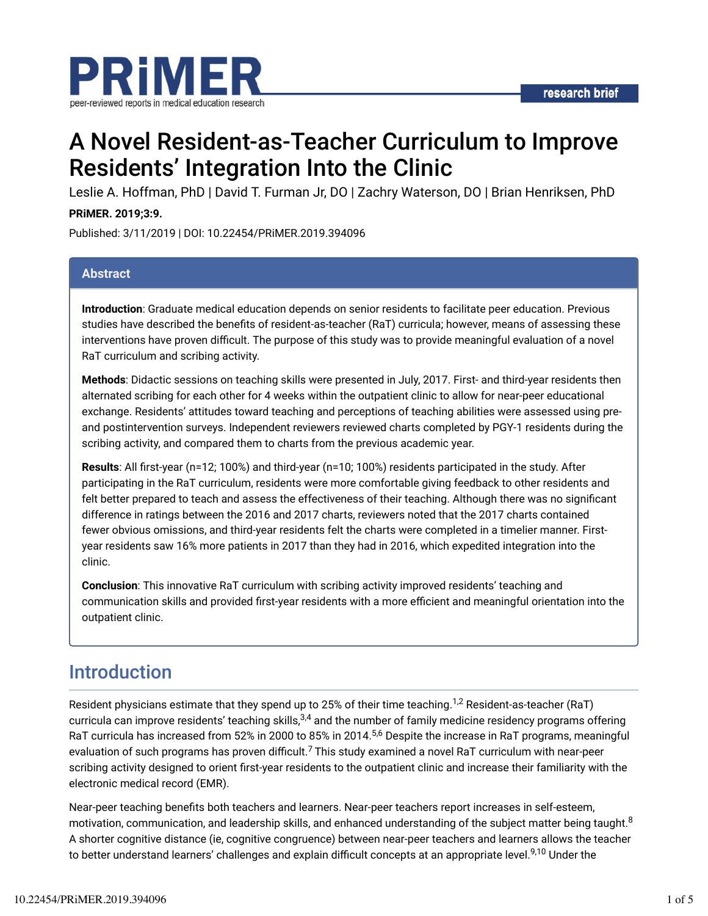PRiMER

peer-reviewed reports in medical education research

research brief

# A Novel Resident-as-Teacher Curriculum to Improve Residents' Integration Into the Clinic

Leslie A. Hoffman, PhD | David T. Furman Jr, DO | Zachry Waterson, DO | Brian Henriksen, PhD

**PRiMER. 2019;3:9.**

Published: 3/11/2019 | DOI: 10.22454/PRiMER.2019.394096

## Abstract

**Introduction**: Graduate medical education depends on senior residents to facilitate peer education. Previous studies have described the benefits of resident-as-teacher (RaT) curricula; however, means of assessing these interventions have proven difficult. The purpose of this study was to provide meaningful evaluation of a novel RaT curriculum and scribing activity.

**Methods**: Didactic sessions on teaching skills were presented in July, 2017. First- and third-year residents then alternated scribing for each other for 4 weeks within the outpatient clinic to allow for near-peer educational exchange. Residents' attitudes toward teaching and perceptions of teaching abilities were assessed using pre- and postintervention surveys. Independent reviewers reviewed charts completed by PGY-1 residents during the scribing activity, and compared them to charts from the previous academic year.

**Results**: All first-year (n=12; 100%) and third-year (n=10; 100%) residents participated in the study. After participating in the RaT curriculum, residents were more comfortable giving feedback to other residents and felt better prepared to teach and assess the effectiveness of their teaching. Although there was no significant difference in ratings between the 2016 and 2017 charts, reviewers noted that the 2017 charts contained fewer obvious omissions, and third-year residents felt the charts were completed in a timelier manner. First-year residents saw 16% more patients in 2017 than they had in 2016, which expedited integration into the clinic.

**Conclusion**: This innovative RaT curriculum with scribing activity improved residents' teaching and communication skills and provided first-year residents with a more efficient and meaningful orientation into the outpatient clinic.

## Introduction

Resident physicians estimate that they spend up to 25% of their time teaching.[1,2] Resident-as-teacher (RaT) curricula can improve residents' teaching skills,[3,4] and the number of family medicine residency programs offering RaT curricula has increased from 52% in 2000 to 85% in 2014.[5,6] Despite the increase in RaT programs, meaningful evaluation of such programs has proven difficult.[7] This study examined a novel RaT curriculum with near-peer scribing activity designed to orient first-year residents to the outpatient clinic and increase their familiarity with the electronic medical record (EMR).

Near-peer teaching benefits both teachers and learners. Near-peer teachers report increases in self-esteem, motivation, communication, and leadership skills, and enhanced understanding of the subject matter being taught.[8] A shorter cognitive distance (ie, cognitive congruence) between near-peer teachers and learners allows the teacher to better understand learners' challenges and explain difficult concepts at an appropriate level.[9,10] Under the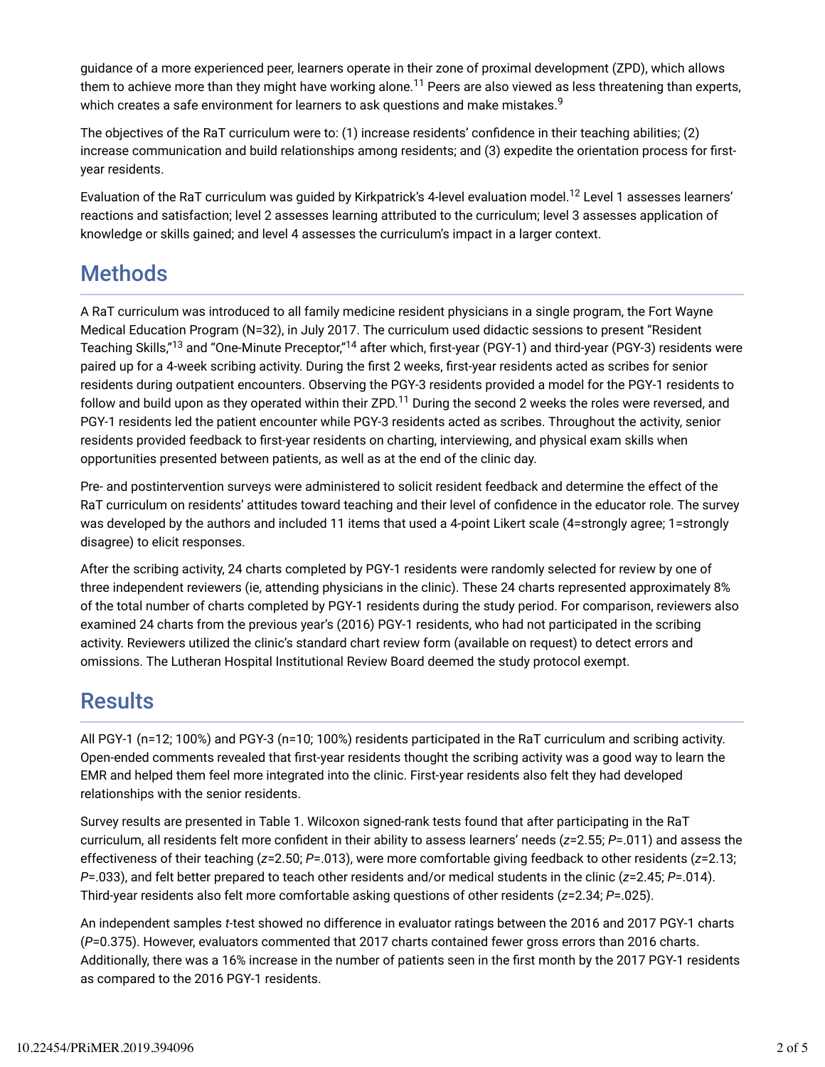guidance of a more experienced peer, learners operate in their zone of proximal development (ZPD), which allows them to achieve more than they might have working alone.[11] Peers are also viewed as less threatening than experts, which creates a safe environment for learners to ask questions and make mistakes.[9]

The objectives of the RaT curriculum were to: (1) increase residents' confidence in their teaching abilities; (2) increase communication and build relationships among residents; and (3) expedite the orientation process for first-year residents.

Evaluation of the RaT curriculum was guided by Kirkpatrick's 4-level evaluation model.[12] Level 1 assesses learners' reactions and satisfaction; level 2 assesses learning attributed to the curriculum; level 3 assesses application of knowledge or skills gained; and level 4 assesses the curriculum's impact in a larger context.

## Methods

A RaT curriculum was introduced to all family medicine resident physicians in a single program, the Fort Wayne Medical Education Program (N=32), in July 2017. The curriculum used didactic sessions to present "Resident Teaching Skills,"[13] and "One-Minute Preceptor,"[14] after which, first-year (PGY-1) and third-year (PGY-3) residents were paired up for a 4-week scribing activity. During the first 2 weeks, first-year residents acted as scribes for senior residents during outpatient encounters. Observing the PGY-3 residents provided a model for the PGY-1 residents to follow and build upon as they operated within their ZPD.[11] During the second 2 weeks the roles were reversed, and PGY-1 residents led the patient encounter while PGY-3 residents acted as scribes. Throughout the activity, senior residents provided feedback to first-year residents on charting, interviewing, and physical exam skills when opportunities presented between patients, as well as at the end of the clinic day.

Pre- and postintervention surveys were administered to solicit resident feedback and determine the effect of the RaT curriculum on residents' attitudes toward teaching and their level of confidence in the educator role. The survey was developed by the authors and included 11 items that used a 4-point Likert scale (4=strongly agree; 1=strongly disagree) to elicit responses.

After the scribing activity, 24 charts completed by PGY-1 residents were randomly selected for review by one of three independent reviewers (ie, attending physicians in the clinic). These 24 charts represented approximately 8% of the total number of charts completed by PGY-1 residents during the study period. For comparison, reviewers also examined 24 charts from the previous year's (2016) PGY-1 residents, who had not participated in the scribing activity. Reviewers utilized the clinic's standard chart review form (available on request) to detect errors and omissions. The Lutheran Hospital Institutional Review Board deemed the study protocol exempt.

## Results

All PGY-1 (n=12; 100%) and PGY-3 (n=10; 100%) residents participated in the RaT curriculum and scribing activity. Open-ended comments revealed that first-year residents thought the scribing activity was a good way to learn the EMR and helped them feel more integrated into the clinic. First-year residents also felt they had developed relationships with the senior residents.

Survey results are presented in Table 1. Wilcoxon signed-rank tests found that after participating in the RaT curriculum, all residents felt more confident in their ability to assess learners' needs ($z$=2.55; $P$=.011) and assess the effectiveness of their teaching ($z$=2.50; $P$=.013), were more comfortable giving feedback to other residents ($z$=2.13; $P$=.033), and felt better prepared to teach other residents and/or medical students in the clinic ($z$=2.45; $P$=.014). Third-year residents also felt more comfortable asking questions of other residents ($z$=2.34; $P$=.025).

An independent samples $t$-test showed no difference in evaluator ratings between the 2016 and 2017 PGY-1 charts ($P$=0.375). However, evaluators commented that 2017 charts contained fewer gross errors than 2016 charts. Additionally, there was a 16% increase in the number of patients seen in the first month by the 2017 PGY-1 residents as compared to the 2016 PGY-1 residents.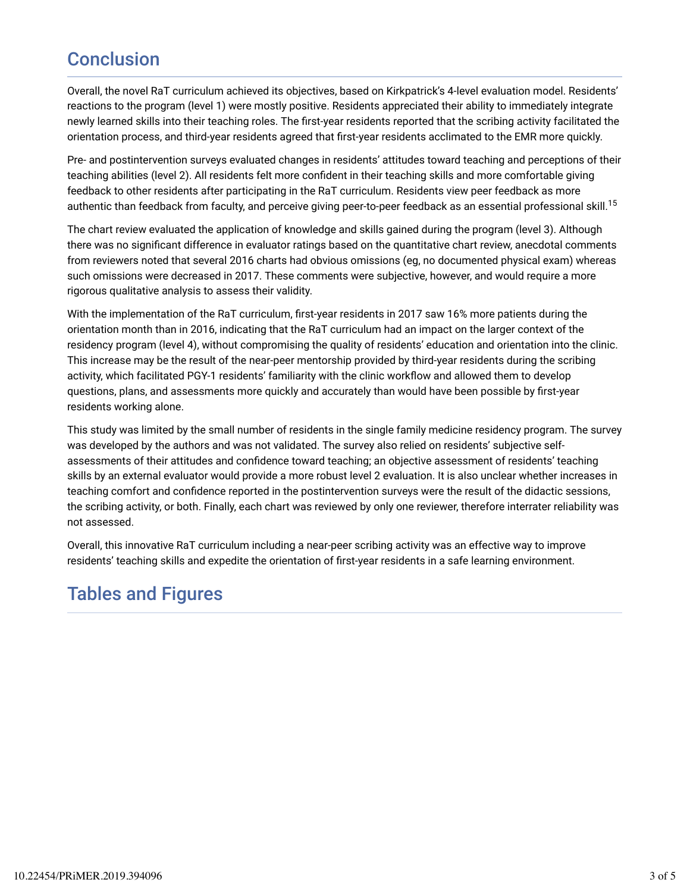## Conclusion

Overall, the novel RaT curriculum achieved its objectives, based on Kirkpatrick's 4-level evaluation model. Residents' reactions to the program (level 1) were mostly positive. Residents appreciated their ability to immediately integrate newly learned skills into their teaching roles. The first-year residents reported that the scribing activity facilitated the orientation process, and third-year residents agreed that first-year residents acclimated to the EMR more quickly.

Pre- and postintervention surveys evaluated changes in residents' attitudes toward teaching and perceptions of their teaching abilities (level 2). All residents felt more confident in their teaching skills and more comfortable giving feedback to other residents after participating in the RaT curriculum. Residents view peer feedback as more authentic than feedback from faculty, and perceive giving peer-to-peer feedback as an essential professional skill.[15]

The chart review evaluated the application of knowledge and skills gained during the program (level 3). Although there was no significant difference in evaluator ratings based on the quantitative chart review, anecdotal comments from reviewers noted that several 2016 charts had obvious omissions (eg, no documented physical exam) whereas such omissions were decreased in 2017. These comments were subjective, however, and would require a more rigorous qualitative analysis to assess their validity.

With the implementation of the RaT curriculum, first-year residents in 2017 saw 16% more patients during the orientation month than in 2016, indicating that the RaT curriculum had an impact on the larger context of the residency program (level 4), without compromising the quality of residents' education and orientation into the clinic. This increase may be the result of the near-peer mentorship provided by third-year residents during the scribing activity, which facilitated PGY-1 residents' familiarity with the clinic workflow and allowed them to develop questions, plans, and assessments more quickly and accurately than would have been possible by first-year residents working alone.

This study was limited by the small number of residents in the single family medicine residency program. The survey was developed by the authors and was not validated. The survey also relied on residents' subjective self-assessments of their attitudes and confidence toward teaching; an objective assessment of residents' teaching skills by an external evaluator would provide a more robust level 2 evaluation. It is also unclear whether increases in teaching comfort and confidence reported in the postintervention surveys were the result of the didactic sessions, the scribing activity, or both. Finally, each chart was reviewed by only one reviewer, therefore interrater reliability was not assessed.

Overall, this innovative RaT curriculum including a near-peer scribing activity was an effective way to improve residents' teaching skills and expedite the orientation of first-year residents in a safe learning environment.

## Tables and Figures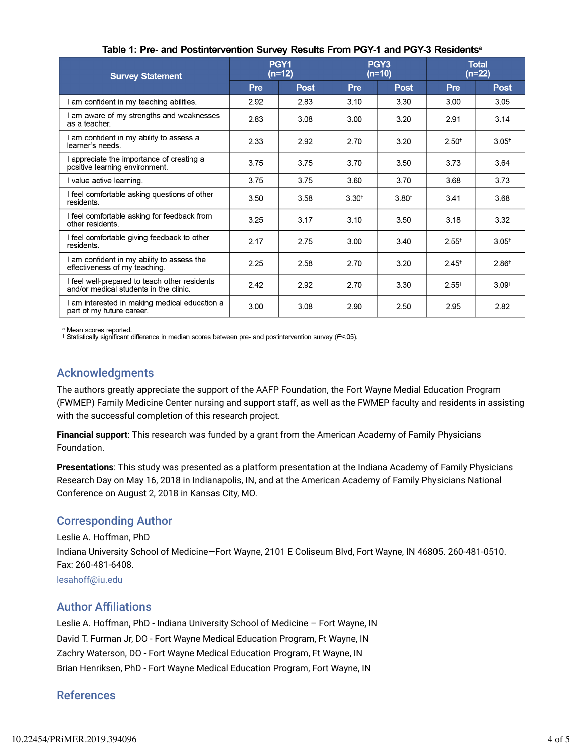**Table 1: Pre- and Postintervention Survey Results From PGY-1 and PGY-3 Residents[a]**

| Survey Statement | PGY1 (n=12) | | PGY3 (n=10) | | Total (n=22) | |
|---|---|---|---|---|---|---|
| | Pre | Post | Pre | Post | Pre | Post |
| I am confident in my teaching abilities. | 2.92 | 2.83 | 3.10 | 3.30 | 3.00 | 3.05 |
| I am aware of my strengths and weaknesses as a teacher. | 2.83 | 3.08 | 3.00 | 3.20 | 2.91 | 3.14 |
| I am confident in my ability to assess a learner's needs. | 2.33 | 2.92 | 2.70 | 3.20 | 2.50[†] | 3.05[†] |
| I appreciate the importance of creating a positive learning environment. | 3.75 | 3.75 | 3.70 | 3.50 | 3.73 | 3.64 |
| I value active learning. | 3.75 | 3.75 | 3.60 | 3.70 | 3.68 | 3.73 |
| I feel comfortable asking questions of other residents. | 3.50 | 3.58 | 3.30[†] | 3.80[†] | 3.41 | 3.68 |
| I feel comfortable asking for feedback from other residents. | 3.25 | 3.17 | 3.10 | 3.50 | 3.18 | 3.32 |
| I feel comfortable giving feedback to other residents. | 2.17 | 2.75 | 3.00 | 3.40 | 2.55[†] | 3.05[†] |
| I am confident in my ability to assess the effectiveness of my teaching. | 2.25 | 2.58 | 2.70 | 3.20 | 2.45[†] | 2.86[†] |
| I feel well-prepared to teach other residents and/or medical students in the clinic. | 2.42 | 2.92 | 2.70 | 3.30 | 2.55[†] | 3.09[†] |
| I am interested in making medical education a part of my future career. | 3.00 | 3.08 | 2.90 | 2.50 | 2.95 | 2.82 |

[a] Mean scores reported.
[†] Statistically significant difference in median scores between pre- and postintervention survey ($P<.05$).

## Acknowledgments

The authors greatly appreciate the support of the AAFP Foundation, the Fort Wayne Medial Education Program (FWMEP) Family Medicine Center nursing and support staff, as well as the FWMEP faculty and residents in assisting with the successful completion of this research project.

**Financial support**: This research was funded by a grant from the American Academy of Family Physicians Foundation.

**Presentations**: This study was presented as a platform presentation at the Indiana Academy of Family Physicians Research Day on May 16, 2018 in Indianapolis, IN, and at the American Academy of Family Physicians National Conference on August 2, 2018 in Kansas City, MO.

## Corresponding Author

Leslie A. Hoffman, PhD

Indiana University School of Medicine—Fort Wayne, 2101 E Coliseum Blvd, Fort Wayne, IN 46805. 260-481-0510. Fax: 260-481-6408.

lesahoff@iu.edu

## Author Affiliations

Leslie A. Hoffman, PhD - Indiana University School of Medicine – Fort Wayne, IN

David T. Furman Jr, DO - Fort Wayne Medical Education Program, Ft Wayne, IN

Zachry Waterson, DO - Fort Wayne Medical Education Program, Ft Wayne, IN

Brian Henriksen, PhD - Fort Wayne Medical Education Program, Fort Wayne, IN

## References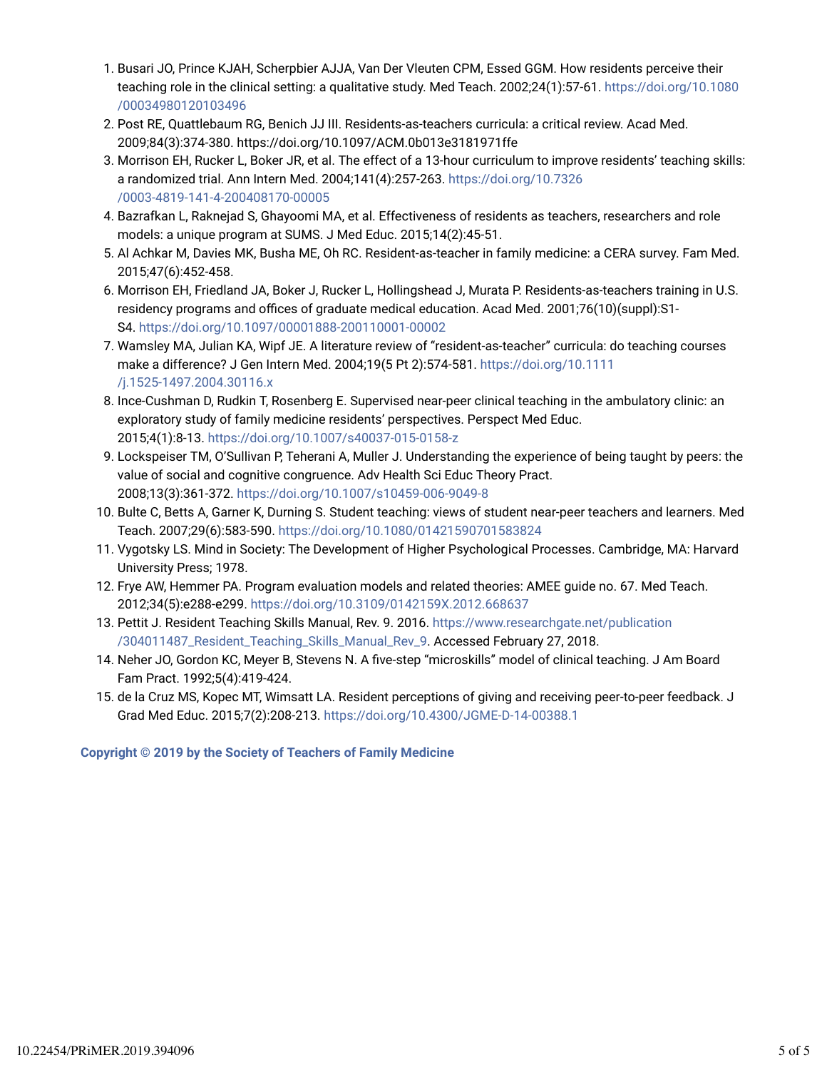1. Busari JO, Prince KJAH, Scherpbier AJJA, Van Der Vleuten CPM, Essed GGM. How residents perceive their teaching role in the clinical setting: a qualitative study. Med Teach. 2002;24(1):57-61. https://doi.org/10.1080/00034980120103496
2. Post RE, Quattlebaum RG, Benich JJ III. Residents-as-teachers curricula: a critical review. Acad Med. 2009;84(3):374-380. https://doi.org/10.1097/ACM.0b013e3181971ffe
3. Morrison EH, Rucker L, Boker JR, et al. The effect of a 13-hour curriculum to improve residents' teaching skills: a randomized trial. Ann Intern Med. 2004;141(4):257-263. https://doi.org/10.7326/0003-4819-141-4-200408170-00005
4. Bazrafkan L, Raknejad S, Ghayoomi MA, et al. Effectiveness of residents as teachers, researchers and role models: a unique program at SUMS. J Med Educ. 2015;14(2):45-51.
5. Al Achkar M, Davies MK, Busha ME, Oh RC. Resident-as-teacher in family medicine: a CERA survey. Fam Med. 2015;47(6):452-458.
6. Morrison EH, Friedland JA, Boker J, Rucker L, Hollingshead J, Murata P. Residents-as-teachers training in U.S. residency programs and offices of graduate medical education. Acad Med. 2001;76(10)(suppl):S1-S4. https://doi.org/10.1097/00001888-200110001-00002
7. Wamsley MA, Julian KA, Wipf JE. A literature review of "resident-as-teacher" curricula: do teaching courses make a difference? J Gen Intern Med. 2004;19(5 Pt 2):574-581. https://doi.org/10.1111/j.1525-1497.2004.30116.x
8. Ince-Cushman D, Rudkin T, Rosenberg E. Supervised near-peer clinical teaching in the ambulatory clinic: an exploratory study of family medicine residents' perspectives. Perspect Med Educ. 2015;4(1):8-13. https://doi.org/10.1007/s40037-015-0158-z
9. Lockspeiser TM, O'Sullivan P, Teherani A, Muller J. Understanding the experience of being taught by peers: the value of social and cognitive congruence. Adv Health Sci Educ Theory Pract. 2008;13(3):361-372. https://doi.org/10.1007/s10459-006-9049-8
10. Bulte C, Betts A, Garner K, Durning S. Student teaching: views of student near-peer teachers and learners. Med Teach. 2007;29(6):583-590. https://doi.org/10.1080/01421590701583824
11. Vygotsky LS. Mind in Society: The Development of Higher Psychological Processes. Cambridge, MA: Harvard University Press; 1978.
12. Frye AW, Hemmer PA. Program evaluation models and related theories: AMEE guide no. 67. Med Teach. 2012;34(5):e288-e299. https://doi.org/10.3109/0142159X.2012.668637
13. Pettit J. Resident Teaching Skills Manual, Rev. 9. 2016. https://www.researchgate.net/publication/304011487_Resident_Teaching_Skills_Manual_Rev_9. Accessed February 27, 2018.
14. Neher JO, Gordon KC, Meyer B, Stevens N. A five-step "microskills" model of clinical teaching. J Am Board Fam Pract. 1992;5(4):419-424.
15. de la Cruz MS, Kopec MT, Wimsatt LA. Resident perceptions of giving and receiving peer-to-peer feedback. J Grad Med Educ. 2015;7(2):208-213. https://doi.org/10.4300/JGME-D-14-00388.1

**Copyright © 2019 by the Society of Teachers of Family Medicine**